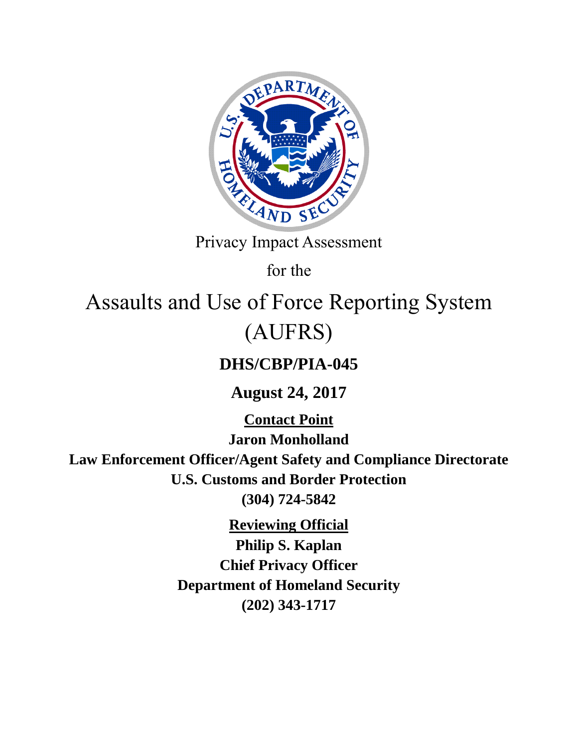Privacy Impact Assessment

for the

# Assaults and Use of Force Reporting System (AUFRS)

**DHS/CBP/PIA-045**

**August 24, 2017**

**Contact Point**

**Jaron Monholland**

**Law Enforcement Officer/Agent Safety and Compliance Directorate**

**U.S. Customs and Border Protection**

**(304) 724-5842**

**Reviewing Official**

**Philip S. Kaplan**

**Chief Privacy Officer**

**Department of Homeland Security**

**(202) 343-1717**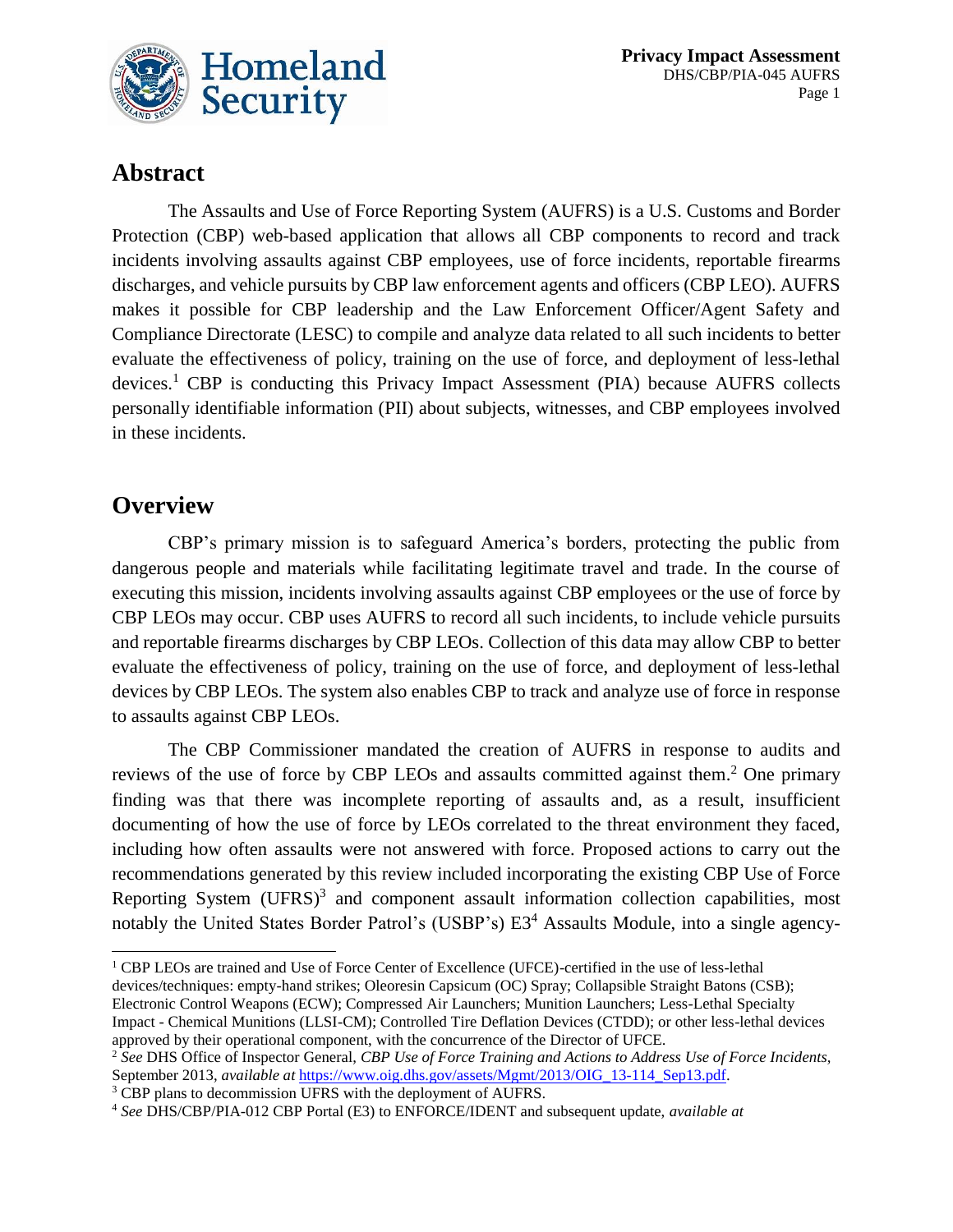## Abstract

The Assaults and Use of Force Reporting System (AUFRS) is a U.S. Customs and Border Protection (CBP) web-based application that allows all CBP components to record and track incidents involving assaults against CBP employees, use of force incidents, reportable firearms discharges, and vehicle pursuits by CBP law enforcement agents and officers (CBP LEO). AUFRS makes it possible for CBP leadership and the Law Enforcement Officer/Agent Safety and Compliance Directorate (LESC) to compile and analyze data related to all such incidents to better evaluate the effectiveness of policy, training on the use of force, and deployment of less-lethal devices.[1] CBP is conducting this Privacy Impact Assessment (PIA) because AUFRS collects personally identifiable information (PII) about subjects, witnesses, and CBP employees involved in these incidents.

## Overview

CBP's primary mission is to safeguard America's borders, protecting the public from dangerous people and materials while facilitating legitimate travel and trade. In the course of executing this mission, incidents involving assaults against CBP employees or the use of force by CBP LEOs may occur. CBP uses AUFRS to record all such incidents, to include vehicle pursuits and reportable firearms discharges by CBP LEOs. Collection of this data may allow CBP to better evaluate the effectiveness of policy, training on the use of force, and deployment of less-lethal devices by CBP LEOs. The system also enables CBP to track and analyze use of force in response to assaults against CBP LEOs.

The CBP Commissioner mandated the creation of AUFRS in response to audits and reviews of the use of force by CBP LEOs and assaults committed against them.[2] One primary finding was that there was incomplete reporting of assaults and, as a result, insufficient documenting of how the use of force by LEOs correlated to the threat environment they faced, including how often assaults were not answered with force. Proposed actions to carry out the recommendations generated by this review included incorporating the existing CBP Use of Force Reporting System (UFRS)[3] and component assault information collection capabilities, most notably the United States Border Patrol's (USBP's) E3[4] Assaults Module, into a single agency-

---

[1] CBP LEOs are trained and Use of Force Center of Excellence (UFCE)-certified in the use of less-lethal devices/techniques: empty-hand strikes; Oleoresin Capsicum (OC) Spray; Collapsible Straight Batons (CSB); Electronic Control Weapons (ECW); Compressed Air Launchers; Munition Launchers; Less-Lethal Specialty Impact - Chemical Munitions (LLSI-CM); Controlled Tire Deflation Devices (CTDD); or other less-lethal devices approved by their operational component, with the concurrence of the Director of UFCE.

[2] *See* DHS Office of Inspector General, *CBP Use of Force Training and Actions to Address Use of Force Incidents*, September 2013, *available at* https://www.oig.dhs.gov/assets/Mgmt/2013/OIG_13-114_Sep13.pdf.

[3] CBP plans to decommission UFRS with the deployment of AUFRS.

[4] *See* DHS/CBP/PIA-012 CBP Portal (E3) to ENFORCE/IDENT and subsequent update, *available at*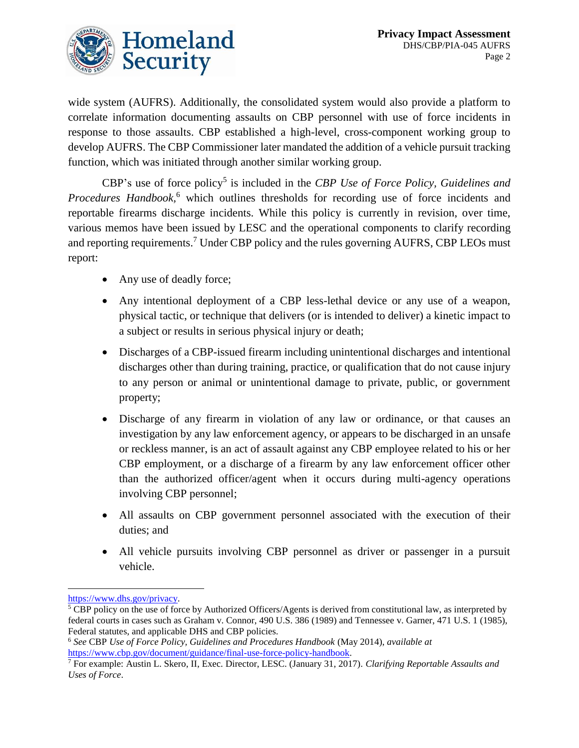wide system (AUFRS). Additionally, the consolidated system would also provide a platform to correlate information documenting assaults on CBP personnel with use of force incidents in response to those assaults. CBP established a high-level, cross-component working group to develop AUFRS. The CBP Commissioner later mandated the addition of a vehicle pursuit tracking function, which was initiated through another similar working group.

CBP's use of force policy[5] is included in the *CBP Use of Force Policy, Guidelines and Procedures Handbook*,[6] which outlines thresholds for recording use of force incidents and reportable firearms discharge incidents. While this policy is currently in revision, over time, various memos have been issued by LESC and the operational components to clarify recording and reporting requirements.[7] Under CBP policy and the rules governing AUFRS, CBP LEOs must report:

- Any use of deadly force;
- Any intentional deployment of a CBP less-lethal device or any use of a weapon, physical tactic, or technique that delivers (or is intended to deliver) a kinetic impact to a subject or results in serious physical injury or death;
- Discharges of a CBP-issued firearm including unintentional discharges and intentional discharges other than during training, practice, or qualification that do not cause injury to any person or animal or unintentional damage to private, public, or government property;
- Discharge of any firearm in violation of any law or ordinance, or that causes an investigation by any law enforcement agency, or appears to be discharged in an unsafe or reckless manner, is an act of assault against any CBP employee related to his or her CBP employment, or a discharge of a firearm by any law enforcement officer other than the authorized officer/agent when it occurs during multi-agency operations involving CBP personnel;
- All assaults on CBP government personnel associated with the execution of their duties; and
- All vehicle pursuits involving CBP personnel as driver or passenger in a pursuit vehicle.

---

https://www.dhs.gov/privacy.

[5] CBP policy on the use of force by Authorized Officers/Agents is derived from constitutional law, as interpreted by federal courts in cases such as Graham v. Connor, 490 U.S. 386 (1989) and Tennessee v. Garner, 471 U.S. 1 (1985), Federal statutes, and applicable DHS and CBP policies.

[6] *See* CBP *Use of Force Policy, Guidelines and Procedures Handbook* (May 2014), *available at* https://www.cbp.gov/document/guidance/final-use-force-policy-handbook.

[7] For example: Austin L. Skero, II, Exec. Director, LESC. (January 31, 2017). *Clarifying Reportable Assaults and Uses of Force*.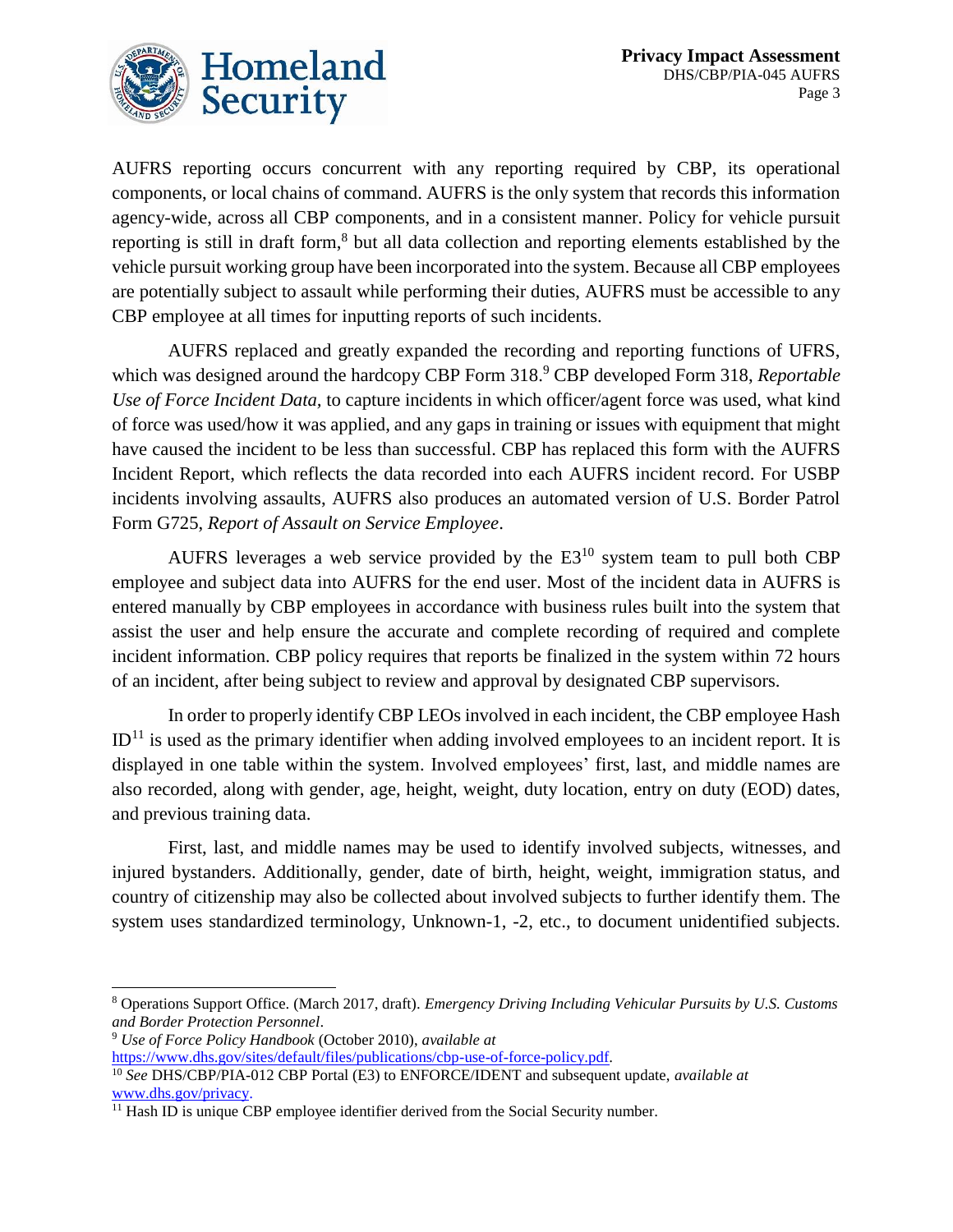AUFRS reporting occurs concurrent with any reporting required by CBP, its operational components, or local chains of command. AUFRS is the only system that records this information agency-wide, across all CBP components, and in a consistent manner. Policy for vehicle pursuit reporting is still in draft form,[8] but all data collection and reporting elements established by the vehicle pursuit working group have been incorporated into the system. Because all CBP employees are potentially subject to assault while performing their duties, AUFRS must be accessible to any CBP employee at all times for inputting reports of such incidents.

AUFRS replaced and greatly expanded the recording and reporting functions of UFRS, which was designed around the hardcopy CBP Form 318.[9] CBP developed Form 318, *Reportable Use of Force Incident Data,* to capture incidents in which officer/agent force was used, what kind of force was used/how it was applied, and any gaps in training or issues with equipment that might have caused the incident to be less than successful. CBP has replaced this form with the AUFRS Incident Report, which reflects the data recorded into each AUFRS incident record. For USBP incidents involving assaults, AUFRS also produces an automated version of U.S. Border Patrol Form G725, *Report of Assault on Service Employee*.

AUFRS leverages a web service provided by the E3[10] system team to pull both CBP employee and subject data into AUFRS for the end user. Most of the incident data in AUFRS is entered manually by CBP employees in accordance with business rules built into the system that assist the user and help ensure the accurate and complete recording of required and complete incident information. CBP policy requires that reports be finalized in the system within 72 hours of an incident, after being subject to review and approval by designated CBP supervisors.

In order to properly identify CBP LEOs involved in each incident, the CBP employee Hash ID[11] is used as the primary identifier when adding involved employees to an incident report. It is displayed in one table within the system. Involved employees' first, last, and middle names are also recorded, along with gender, age, height, weight, duty location, entry on duty (EOD) dates, and previous training data.

First, last, and middle names may be used to identify involved subjects, witnesses, and injured bystanders. Additionally, gender, date of birth, height, weight, immigration status, and country of citizenship may also be collected about involved subjects to further identify them. The system uses standardized terminology, Unknown-1, -2, etc., to document unidentified subjects.

---

[8] Operations Support Office. (March 2017, draft). *Emergency Driving Including Vehicular Pursuits by U.S. Customs and Border Protection Personnel*.

[9] *Use of Force Policy Handbook* (October 2010), *available at* https://www.dhs.gov/sites/default/files/publications/cbp-use-of-force-policy.pdf.

[10] *See* DHS/CBP/PIA-012 CBP Portal (E3) to ENFORCE/IDENT and subsequent update, *available at* www.dhs.gov/privacy.

[11] Hash ID is unique CBP employee identifier derived from the Social Security number.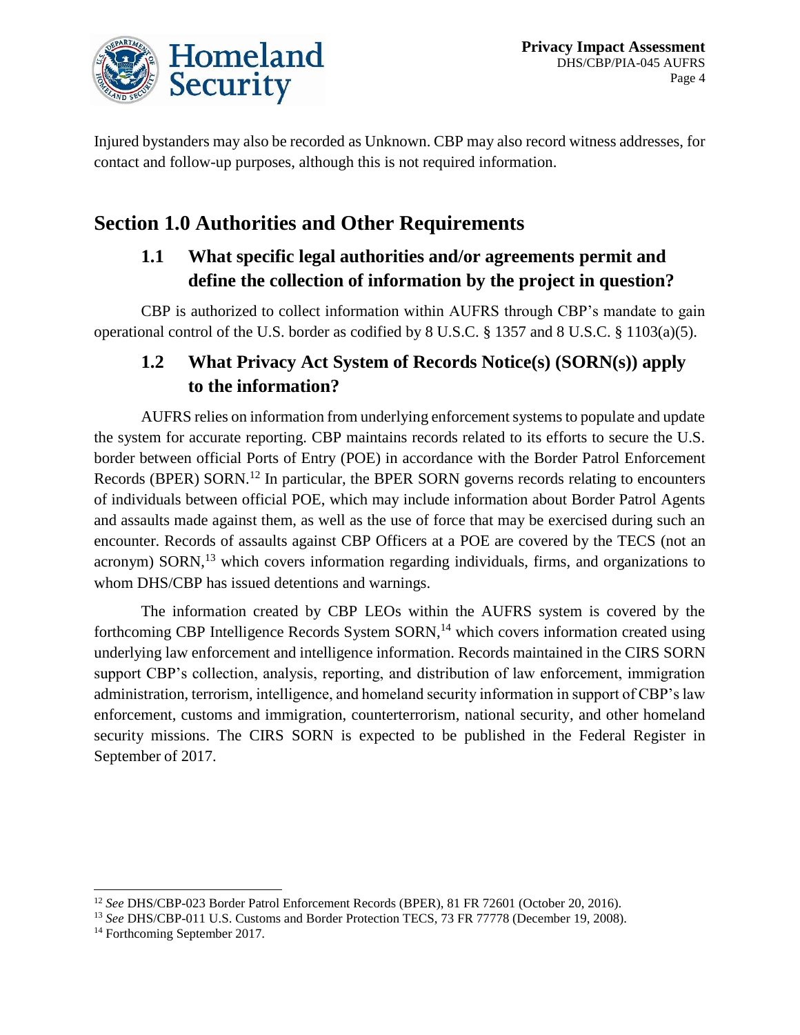Injured bystanders may also be recorded as Unknown. CBP may also record witness addresses, for contact and follow-up purposes, although this is not required information.

## Section 1.0 Authorities and Other Requirements

### 1.1 What specific legal authorities and/or agreements permit and define the collection of information by the project in question?

CBP is authorized to collect information within AUFRS through CBP's mandate to gain operational control of the U.S. border as codified by 8 U.S.C. § 1357 and 8 U.S.C. § 1103(a)(5).

### 1.2 What Privacy Act System of Records Notice(s) (SORN(s)) apply to the information?

AUFRS relies on information from underlying enforcement systems to populate and update the system for accurate reporting. CBP maintains records related to its efforts to secure the U.S. border between official Ports of Entry (POE) in accordance with the Border Patrol Enforcement Records (BPER) SORN.[12] In particular, the BPER SORN governs records relating to encounters of individuals between official POE, which may include information about Border Patrol Agents and assaults made against them, as well as the use of force that may be exercised during such an encounter. Records of assaults against CBP Officers at a POE are covered by the TECS (not an acronym) SORN,[13] which covers information regarding individuals, firms, and organizations to whom DHS/CBP has issued detentions and warnings.

The information created by CBP LEOs within the AUFRS system is covered by the forthcoming CBP Intelligence Records System SORN,[14] which covers information created using underlying law enforcement and intelligence information. Records maintained in the CIRS SORN support CBP's collection, analysis, reporting, and distribution of law enforcement, immigration administration, terrorism, intelligence, and homeland security information in support of CBP's law enforcement, customs and immigration, counterterrorism, national security, and other homeland security missions. The CIRS SORN is expected to be published in the Federal Register in September of 2017.

---

[12] *See* DHS/CBP-023 Border Patrol Enforcement Records (BPER), 81 FR 72601 (October 20, 2016).

[13] *See* DHS/CBP-011 U.S. Customs and Border Protection TECS, 73 FR 77778 (December 19, 2008).

[14] Forthcoming September 2017.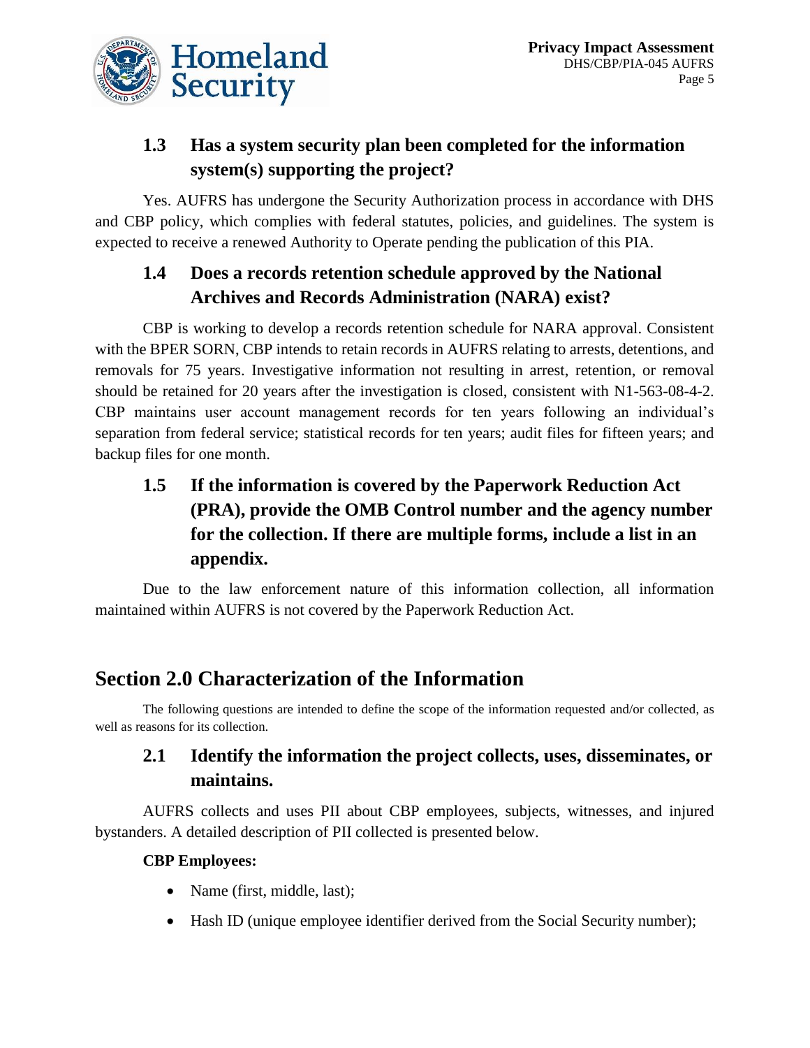### 1.3 Has a system security plan been completed for the information system(s) supporting the project?

Yes. AUFRS has undergone the Security Authorization process in accordance with DHS and CBP policy, which complies with federal statutes, policies, and guidelines. The system is expected to receive a renewed Authority to Operate pending the publication of this PIA.

### 1.4 Does a records retention schedule approved by the National Archives and Records Administration (NARA) exist?

CBP is working to develop a records retention schedule for NARA approval. Consistent with the BPER SORN, CBP intends to retain records in AUFRS relating to arrests, detentions, and removals for 75 years. Investigative information not resulting in arrest, retention, or removal should be retained for 20 years after the investigation is closed, consistent with N1-563-08-4-2. CBP maintains user account management records for ten years following an individual's separation from federal service; statistical records for ten years; audit files for fifteen years; and backup files for one month.

### 1.5 If the information is covered by the Paperwork Reduction Act (PRA), provide the OMB Control number and the agency number for the collection. If there are multiple forms, include a list in an appendix.

Due to the law enforcement nature of this information collection, all information maintained within AUFRS is not covered by the Paperwork Reduction Act.

## Section 2.0 Characterization of the Information

The following questions are intended to define the scope of the information requested and/or collected, as well as reasons for its collection.

### 2.1 Identify the information the project collects, uses, disseminates, or maintains.

AUFRS collects and uses PII about CBP employees, subjects, witnesses, and injured bystanders. A detailed description of PII collected is presented below.

**CBP Employees:**

- Name (first, middle, last);
- Hash ID (unique employee identifier derived from the Social Security number);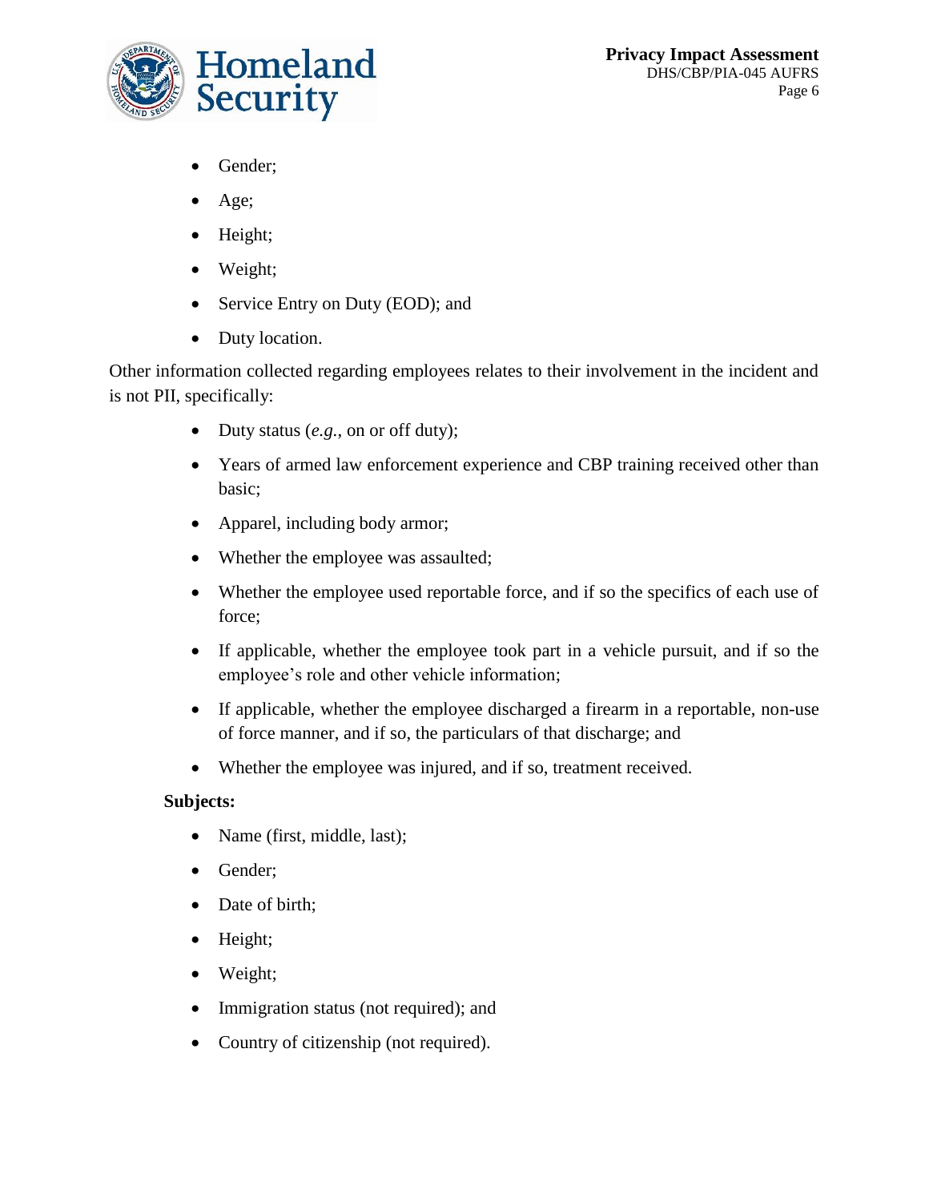- Gender;
- Age;
- Height;
- Weight;
- Service Entry on Duty (EOD); and
- Duty location.

Other information collected regarding employees relates to their involvement in the incident and is not PII, specifically:

- Duty status (*e.g.*, on or off duty);
- Years of armed law enforcement experience and CBP training received other than basic;
- Apparel, including body armor;
- Whether the employee was assaulted;
- Whether the employee used reportable force, and if so the specifics of each use of force;
- If applicable, whether the employee took part in a vehicle pursuit, and if so the employee's role and other vehicle information;
- If applicable, whether the employee discharged a firearm in a reportable, non-use of force manner, and if so, the particulars of that discharge; and
- Whether the employee was injured, and if so, treatment received.

**Subjects:**

- Name (first, middle, last);
- Gender;
- Date of birth;
- Height;
- Weight;
- Immigration status (not required); and
- Country of citizenship (not required).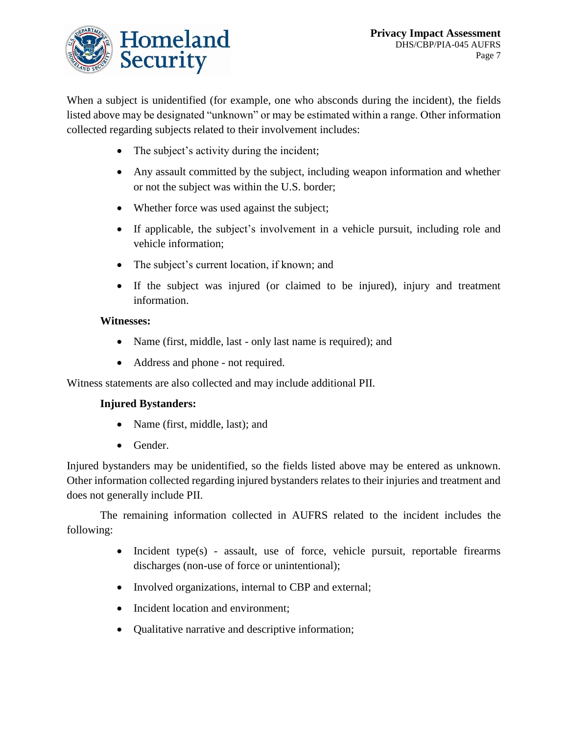When a subject is unidentified (for example, one who absconds during the incident), the fields listed above may be designated "unknown" or may be estimated within a range. Other information collected regarding subjects related to their involvement includes:

- The subject's activity during the incident;
- Any assault committed by the subject, including weapon information and whether or not the subject was within the U.S. border;
- Whether force was used against the subject;
- If applicable, the subject's involvement in a vehicle pursuit, including role and vehicle information;
- The subject's current location, if known; and
- If the subject was injured (or claimed to be injured), injury and treatment information.

**Witnesses:**

- Name (first, middle, last - only last name is required); and
- Address and phone - not required.

Witness statements are also collected and may include additional PII.

**Injured Bystanders:**

- Name (first, middle, last); and
- Gender.

Injured bystanders may be unidentified, so the fields listed above may be entered as unknown. Other information collected regarding injured bystanders relates to their injuries and treatment and does not generally include PII.

The remaining information collected in AUFRS related to the incident includes the following:

- Incident type(s) - assault, use of force, vehicle pursuit, reportable firearms discharges (non-use of force or unintentional);
- Involved organizations, internal to CBP and external;
- Incident location and environment;
- Qualitative narrative and descriptive information;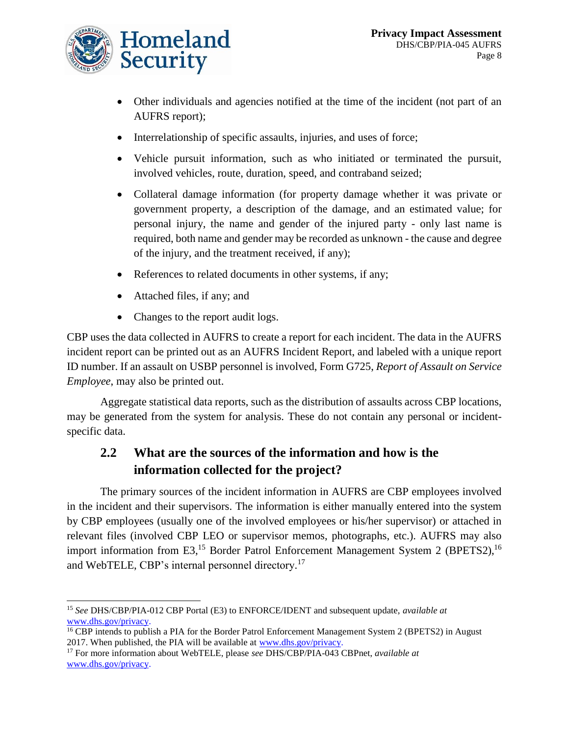- Other individuals and agencies notified at the time of the incident (not part of an AUFRS report);
- Interrelationship of specific assaults, injuries, and uses of force;
- Vehicle pursuit information, such as who initiated or terminated the pursuit, involved vehicles, route, duration, speed, and contraband seized;
- Collateral damage information (for property damage whether it was private or government property, a description of the damage, and an estimated value; for personal injury, the name and gender of the injured party - only last name is required, both name and gender may be recorded as unknown - the cause and degree of the injury, and the treatment received, if any);
- References to related documents in other systems, if any;
- Attached files, if any; and
- Changes to the report audit logs.

CBP uses the data collected in AUFRS to create a report for each incident. The data in the AUFRS incident report can be printed out as an AUFRS Incident Report, and labeled with a unique report ID number. If an assault on USBP personnel is involved, Form G725, *Report of Assault on Service Employee*, may also be printed out.

Aggregate statistical data reports, such as the distribution of assaults across CBP locations, may be generated from the system for analysis. These do not contain any personal or incident-specific data.

## 2.2 What are the sources of the information and how is the information collected for the project?

The primary sources of the incident information in AUFRS are CBP employees involved in the incident and their supervisors. The information is either manually entered into the system by CBP employees (usually one of the involved employees or his/her supervisor) or attached in relevant files (involved CBP LEO or supervisor memos, photographs, etc.). AUFRS may also import information from E3,[15] Border Patrol Enforcement Management System 2 (BPETS2),[16] and WebTELE, CBP's internal personnel directory.[17]

---

[15] *See* DHS/CBP/PIA-012 CBP Portal (E3) to ENFORCE/IDENT and subsequent update, *available at* www.dhs.gov/privacy.

[16] CBP intends to publish a PIA for the Border Patrol Enforcement Management System 2 (BPETS2) in August 2017. When published, the PIA will be available at www.dhs.gov/privacy.

[17] For more information about WebTELE, please *see* DHS/CBP/PIA-043 CBPnet, *available at* www.dhs.gov/privacy.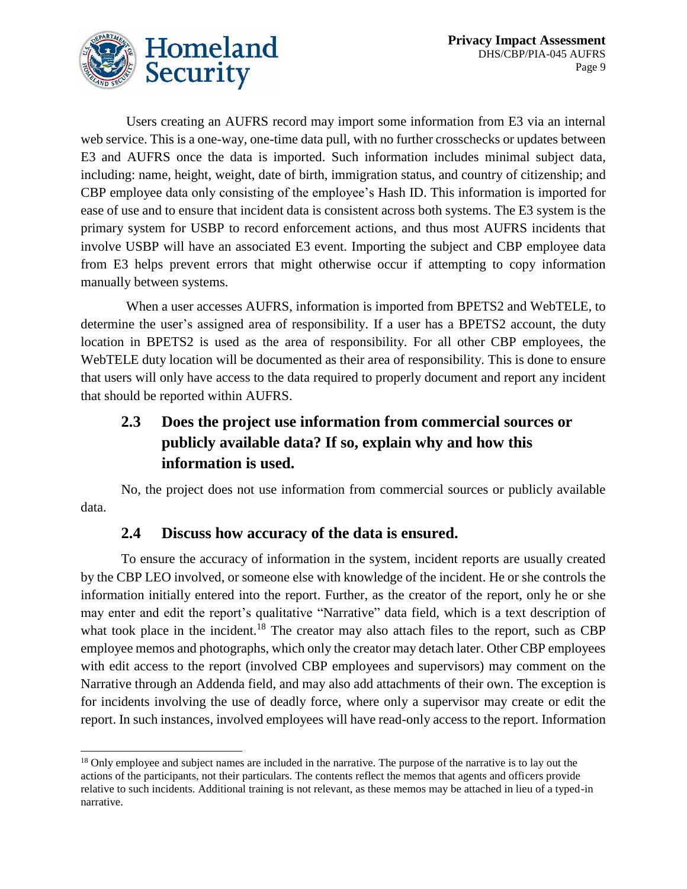Users creating an AUFRS record may import some information from E3 via an internal web service. This is a one-way, one-time data pull, with no further crosschecks or updates between E3 and AUFRS once the data is imported. Such information includes minimal subject data, including: name, height, weight, date of birth, immigration status, and country of citizenship; and CBP employee data only consisting of the employee's Hash ID. This information is imported for ease of use and to ensure that incident data is consistent across both systems. The E3 system is the primary system for USBP to record enforcement actions, and thus most AUFRS incidents that involve USBP will have an associated E3 event. Importing the subject and CBP employee data from E3 helps prevent errors that might otherwise occur if attempting to copy information manually between systems.

When a user accesses AUFRS, information is imported from BPETS2 and WebTELE, to determine the user's assigned area of responsibility. If a user has a BPETS2 account, the duty location in BPETS2 is used as the area of responsibility. For all other CBP employees, the WebTELE duty location will be documented as their area of responsibility. This is done to ensure that users will only have access to the data required to properly document and report any incident that should be reported within AUFRS.

### 2.3 Does the project use information from commercial sources or publicly available data? If so, explain why and how this information is used.

No, the project does not use information from commercial sources or publicly available data.

### 2.4 Discuss how accuracy of the data is ensured.

To ensure the accuracy of information in the system, incident reports are usually created by the CBP LEO involved, or someone else with knowledge of the incident. He or she controls the information initially entered into the report. Further, as the creator of the report, only he or she may enter and edit the report's qualitative "Narrative" data field, which is a text description of what took place in the incident.[18] The creator may also attach files to the report, such as CBP employee memos and photographs, which only the creator may detach later. Other CBP employees with edit access to the report (involved CBP employees and supervisors) may comment on the Narrative through an Addenda field, and may also add attachments of their own. The exception is for incidents involving the use of deadly force, where only a supervisor may create or edit the report. In such instances, involved employees will have read-only access to the report. Information

[18] Only employee and subject names are included in the narrative. The purpose of the narrative is to lay out the actions of the participants, not their particulars. The contents reflect the memos that agents and officers provide relative to such incidents. Additional training is not relevant, as these memos may be attached in lieu of a typed-in narrative.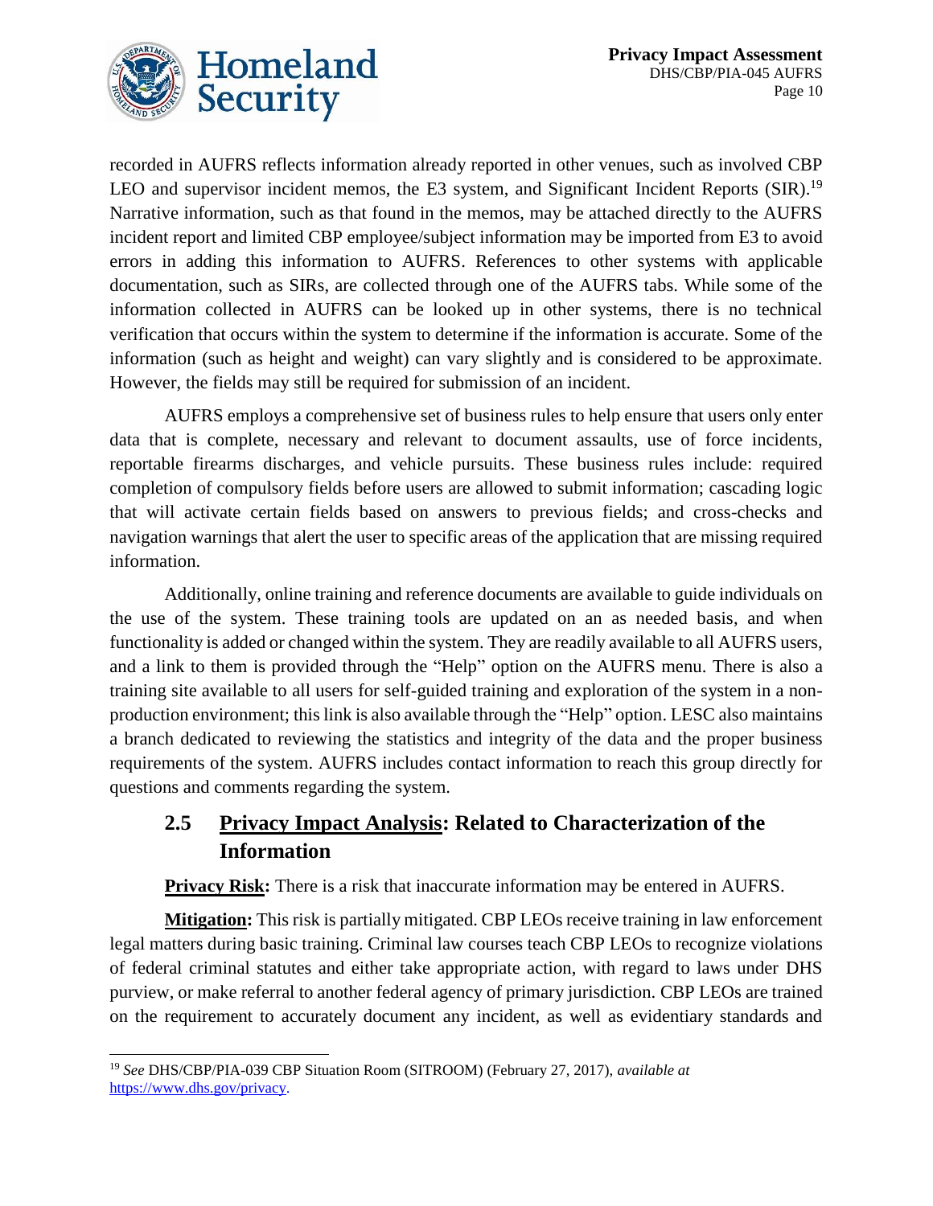recorded in AUFRS reflects information already reported in other venues, such as involved CBP LEO and supervisor incident memos, the E3 system, and Significant Incident Reports (SIR).[19] Narrative information, such as that found in the memos, may be attached directly to the AUFRS incident report and limited CBP employee/subject information may be imported from E3 to avoid errors in adding this information to AUFRS. References to other systems with applicable documentation, such as SIRs, are collected through one of the AUFRS tabs. While some of the information collected in AUFRS can be looked up in other systems, there is no technical verification that occurs within the system to determine if the information is accurate. Some of the information (such as height and weight) can vary slightly and is considered to be approximate. However, the fields may still be required for submission of an incident.

AUFRS employs a comprehensive set of business rules to help ensure that users only enter data that is complete, necessary and relevant to document assaults, use of force incidents, reportable firearms discharges, and vehicle pursuits. These business rules include: required completion of compulsory fields before users are allowed to submit information; cascading logic that will activate certain fields based on answers to previous fields; and cross-checks and navigation warnings that alert the user to specific areas of the application that are missing required information.

Additionally, online training and reference documents are available to guide individuals on the use of the system. These training tools are updated on an as needed basis, and when functionality is added or changed within the system. They are readily available to all AUFRS users, and a link to them is provided through the "Help" option on the AUFRS menu. There is also a training site available to all users for self-guided training and exploration of the system in a non-production environment; this link is also available through the "Help" option. LESC also maintains a branch dedicated to reviewing the statistics and integrity of the data and the proper business requirements of the system. AUFRS includes contact information to reach this group directly for questions and comments regarding the system.

## 2.5 Privacy Impact Analysis: Related to Characterization of the Information

**Privacy Risk:** There is a risk that inaccurate information may be entered in AUFRS.

**Mitigation:** This risk is partially mitigated. CBP LEOs receive training in law enforcement legal matters during basic training. Criminal law courses teach CBP LEOs to recognize violations of federal criminal statutes and either take appropriate action, with regard to laws under DHS purview, or make referral to another federal agency of primary jurisdiction. CBP LEOs are trained on the requirement to accurately document any incident, as well as evidentiary standards and

[19] *See* DHS/CBP/PIA-039 CBP Situation Room (SITROOM) (February 27, 2017), *available at* https://www.dhs.gov/privacy.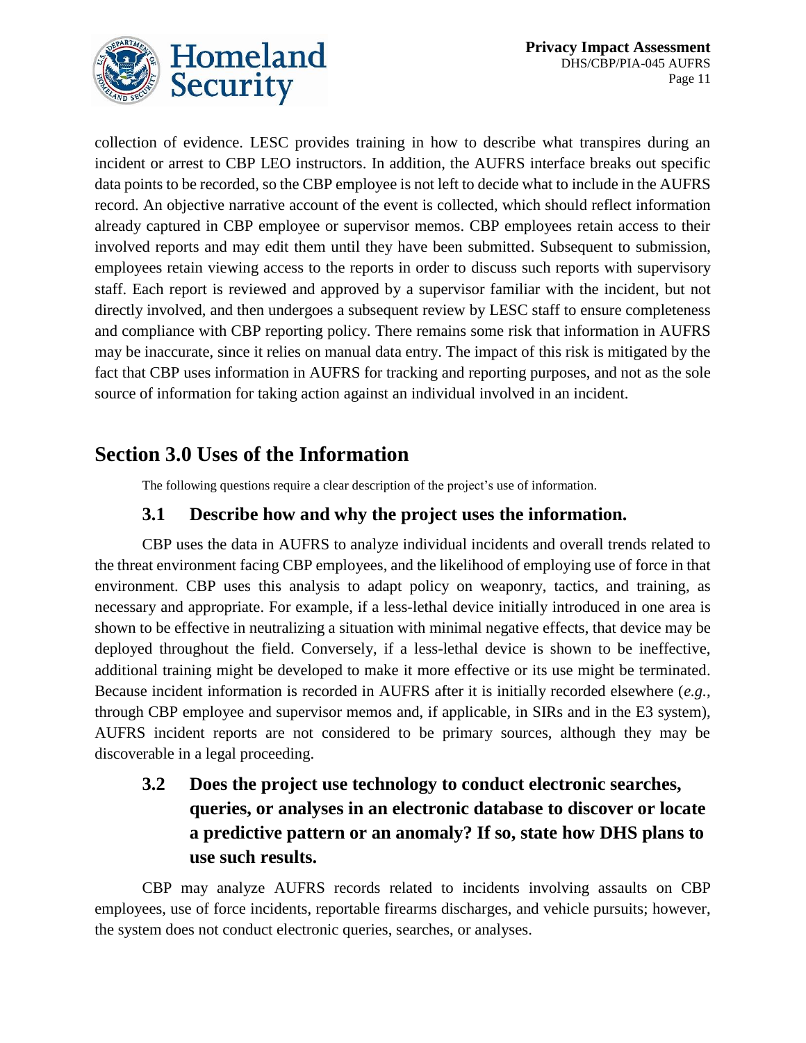collection of evidence. LESC provides training in how to describe what transpires during an incident or arrest to CBP LEO instructors. In addition, the AUFRS interface breaks out specific data points to be recorded, so the CBP employee is not left to decide what to include in the AUFRS record. An objective narrative account of the event is collected, which should reflect information already captured in CBP employee or supervisor memos. CBP employees retain access to their involved reports and may edit them until they have been submitted. Subsequent to submission, employees retain viewing access to the reports in order to discuss such reports with supervisory staff. Each report is reviewed and approved by a supervisor familiar with the incident, but not directly involved, and then undergoes a subsequent review by LESC staff to ensure completeness and compliance with CBP reporting policy. There remains some risk that information in AUFRS may be inaccurate, since it relies on manual data entry. The impact of this risk is mitigated by the fact that CBP uses information in AUFRS for tracking and reporting purposes, and not as the sole source of information for taking action against an individual involved in an incident.

## Section 3.0 Uses of the Information

The following questions require a clear description of the project's use of information.

### 3.1 Describe how and why the project uses the information.

CBP uses the data in AUFRS to analyze individual incidents and overall trends related to the threat environment facing CBP employees, and the likelihood of employing use of force in that environment. CBP uses this analysis to adapt policy on weaponry, tactics, and training, as necessary and appropriate. For example, if a less-lethal device initially introduced in one area is shown to be effective in neutralizing a situation with minimal negative effects, that device may be deployed throughout the field. Conversely, if a less-lethal device is shown to be ineffective, additional training might be developed to make it more effective or its use might be terminated. Because incident information is recorded in AUFRS after it is initially recorded elsewhere (*e.g.*, through CBP employee and supervisor memos and, if applicable, in SIRs and in the E3 system), AUFRS incident reports are not considered to be primary sources, although they may be discoverable in a legal proceeding.

### 3.2 Does the project use technology to conduct electronic searches, queries, or analyses in an electronic database to discover or locate a predictive pattern or an anomaly? If so, state how DHS plans to use such results.

CBP may analyze AUFRS records related to incidents involving assaults on CBP employees, use of force incidents, reportable firearms discharges, and vehicle pursuits; however, the system does not conduct electronic queries, searches, or analyses.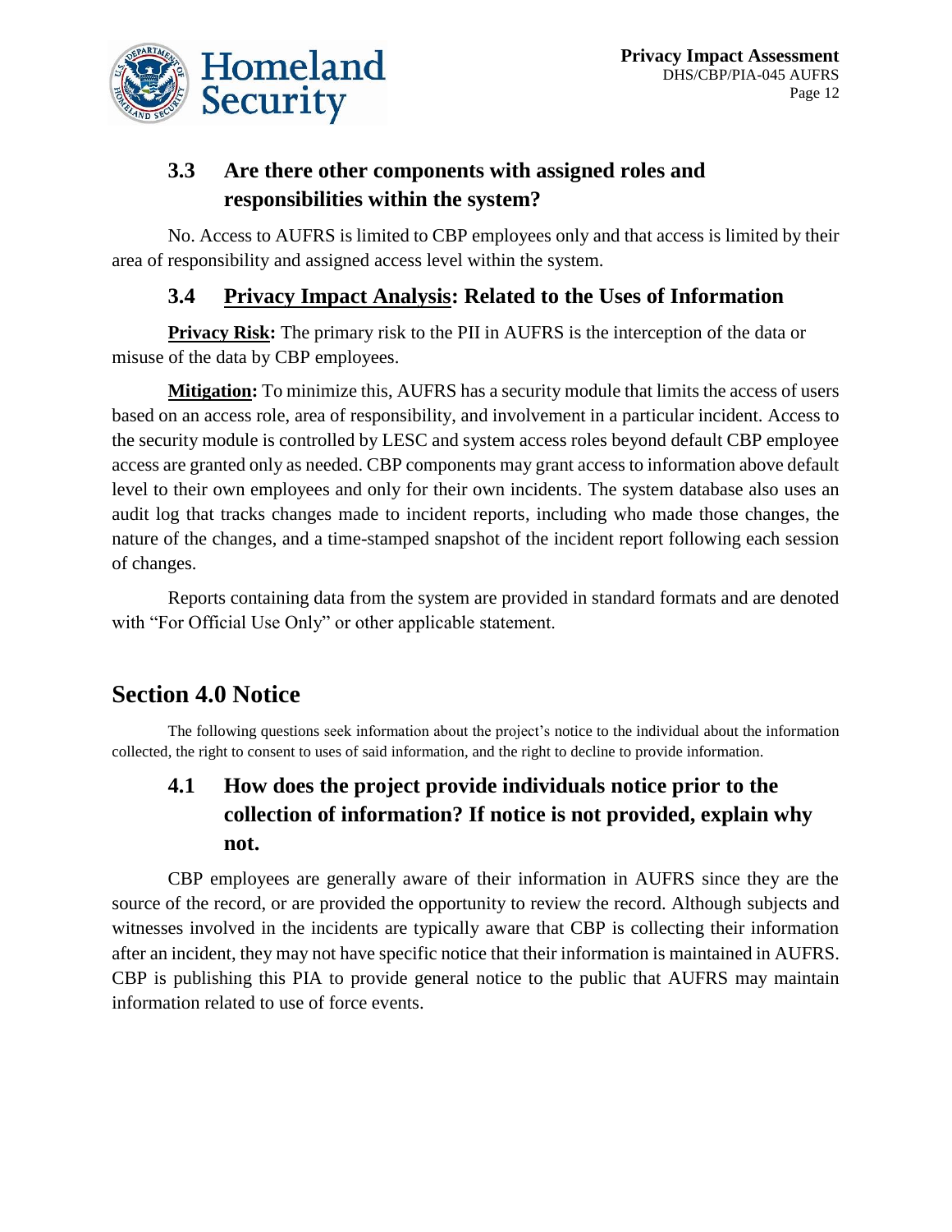### 3.3 Are there other components with assigned roles and responsibilities within the system?

No. Access to AUFRS is limited to CBP employees only and that access is limited by their area of responsibility and assigned access level within the system.

### 3.4 Privacy Impact Analysis: Related to the Uses of Information

**Privacy Risk:** The primary risk to the PII in AUFRS is the interception of the data or misuse of the data by CBP employees.

**Mitigation:** To minimize this, AUFRS has a security module that limits the access of users based on an access role, area of responsibility, and involvement in a particular incident. Access to the security module is controlled by LESC and system access roles beyond default CBP employee access are granted only as needed. CBP components may grant access to information above default level to their own employees and only for their own incidents. The system database also uses an audit log that tracks changes made to incident reports, including who made those changes, the nature of the changes, and a time-stamped snapshot of the incident report following each session of changes.

Reports containing data from the system are provided in standard formats and are denoted with "For Official Use Only" or other applicable statement.

## Section 4.0 Notice

The following questions seek information about the project's notice to the individual about the information collected, the right to consent to uses of said information, and the right to decline to provide information.

### 4.1 How does the project provide individuals notice prior to the collection of information? If notice is not provided, explain why not.

CBP employees are generally aware of their information in AUFRS since they are the source of the record, or are provided the opportunity to review the record. Although subjects and witnesses involved in the incidents are typically aware that CBP is collecting their information after an incident, they may not have specific notice that their information is maintained in AUFRS. CBP is publishing this PIA to provide general notice to the public that AUFRS may maintain information related to use of force events.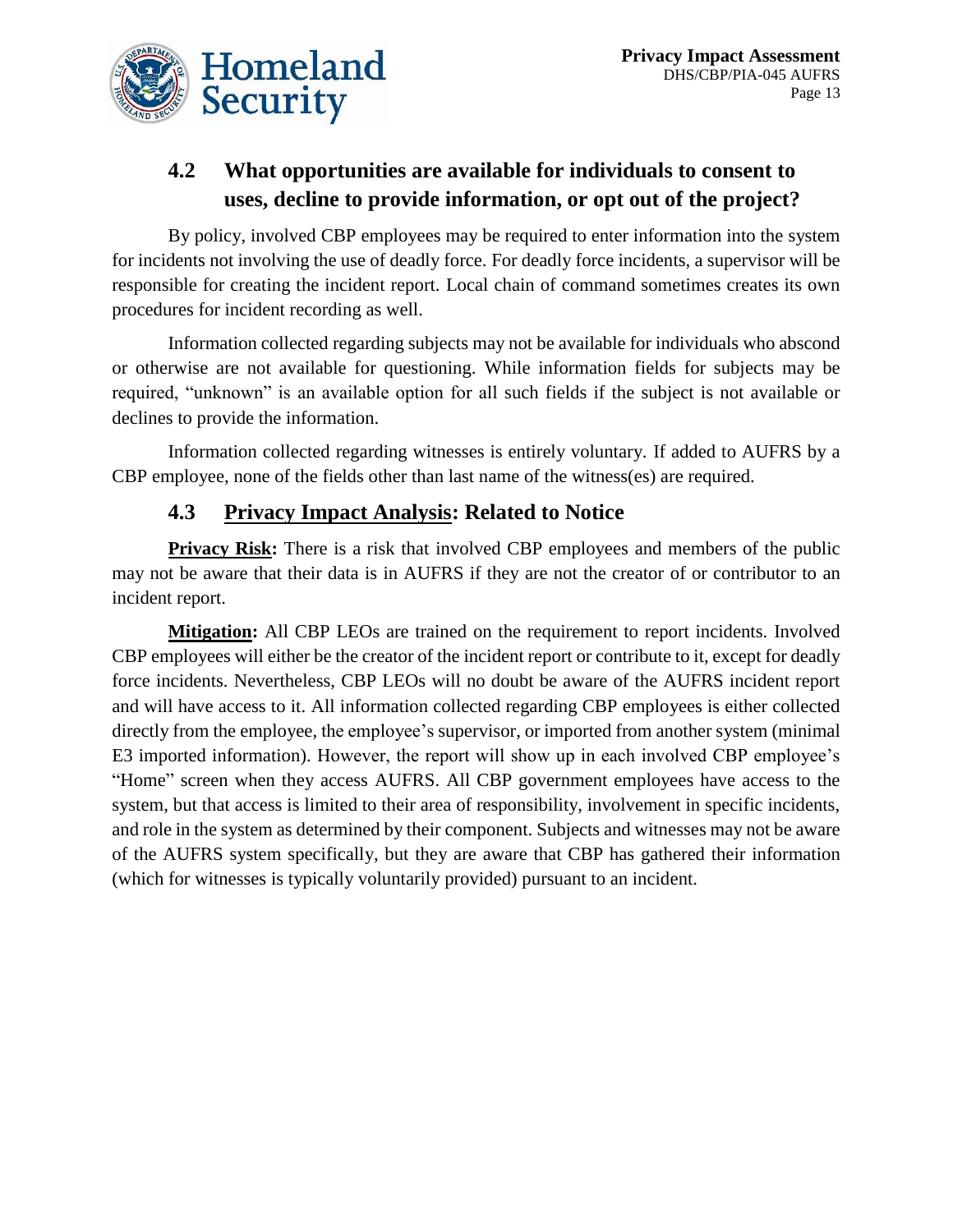## 4.2 What opportunities are available for individuals to consent to uses, decline to provide information, or opt out of the project?

By policy, involved CBP employees may be required to enter information into the system for incidents not involving the use of deadly force. For deadly force incidents, a supervisor will be responsible for creating the incident report. Local chain of command sometimes creates its own procedures for incident recording as well.

Information collected regarding subjects may not be available for individuals who abscond or otherwise are not available for questioning. While information fields for subjects may be required, "unknown" is an available option for all such fields if the subject is not available or declines to provide the information.

Information collected regarding witnesses is entirely voluntary. If added to AUFRS by a CBP employee, none of the fields other than last name of the witness(es) are required.

## 4.3 Privacy Impact Analysis: Related to Notice

**Privacy Risk:** There is a risk that involved CBP employees and members of the public may not be aware that their data is in AUFRS if they are not the creator of or contributor to an incident report.

**Mitigation:** All CBP LEOs are trained on the requirement to report incidents. Involved CBP employees will either be the creator of the incident report or contribute to it, except for deadly force incidents. Nevertheless, CBP LEOs will no doubt be aware of the AUFRS incident report and will have access to it. All information collected regarding CBP employees is either collected directly from the employee, the employee's supervisor, or imported from another system (minimal E3 imported information). However, the report will show up in each involved CBP employee's "Home" screen when they access AUFRS. All CBP government employees have access to the system, but that access is limited to their area of responsibility, involvement in specific incidents, and role in the system as determined by their component. Subjects and witnesses may not be aware of the AUFRS system specifically, but they are aware that CBP has gathered their information (which for witnesses is typically voluntarily provided) pursuant to an incident.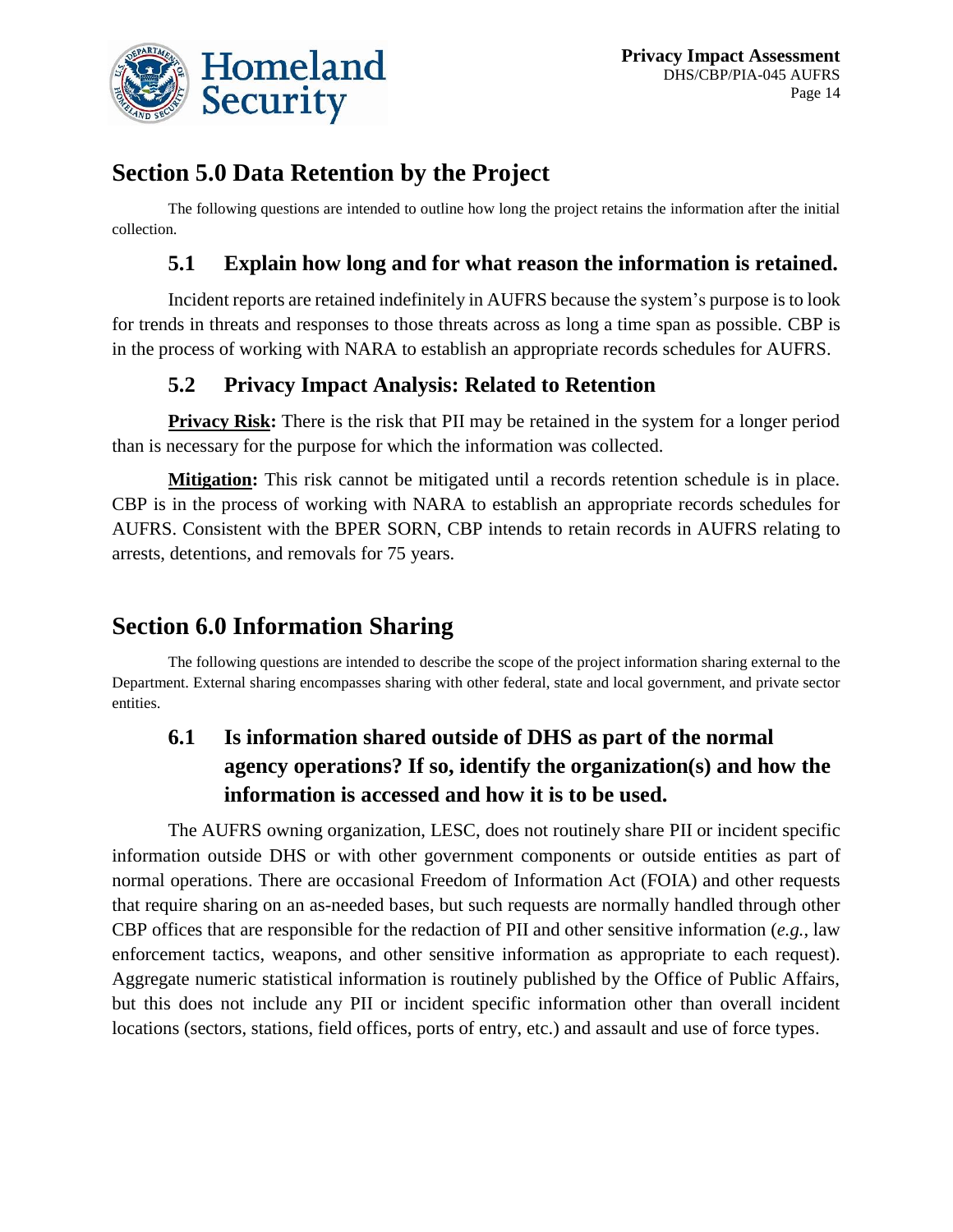## Section 5.0 Data Retention by the Project

The following questions are intended to outline how long the project retains the information after the initial collection.

### 5.1 Explain how long and for what reason the information is retained.

Incident reports are retained indefinitely in AUFRS because the system's purpose is to look for trends in threats and responses to those threats across as long a time span as possible. CBP is in the process of working with NARA to establish an appropriate records schedules for AUFRS.

### 5.2 Privacy Impact Analysis: Related to Retention

**Privacy Risk:** There is the risk that PII may be retained in the system for a longer period than is necessary for the purpose for which the information was collected.

**Mitigation:** This risk cannot be mitigated until a records retention schedule is in place. CBP is in the process of working with NARA to establish an appropriate records schedules for AUFRS. Consistent with the BPER SORN, CBP intends to retain records in AUFRS relating to arrests, detentions, and removals for 75 years.

## Section 6.0 Information Sharing

The following questions are intended to describe the scope of the project information sharing external to the Department. External sharing encompasses sharing with other federal, state and local government, and private sector entities.

### 6.1 Is information shared outside of DHS as part of the normal agency operations? If so, identify the organization(s) and how the information is accessed and how it is to be used.

The AUFRS owning organization, LESC, does not routinely share PII or incident specific information outside DHS or with other government components or outside entities as part of normal operations. There are occasional Freedom of Information Act (FOIA) and other requests that require sharing on an as-needed bases, but such requests are normally handled through other CBP offices that are responsible for the redaction of PII and other sensitive information (*e.g.*, law enforcement tactics, weapons, and other sensitive information as appropriate to each request). Aggregate numeric statistical information is routinely published by the Office of Public Affairs, but this does not include any PII or incident specific information other than overall incident locations (sectors, stations, field offices, ports of entry, etc.) and assault and use of force types.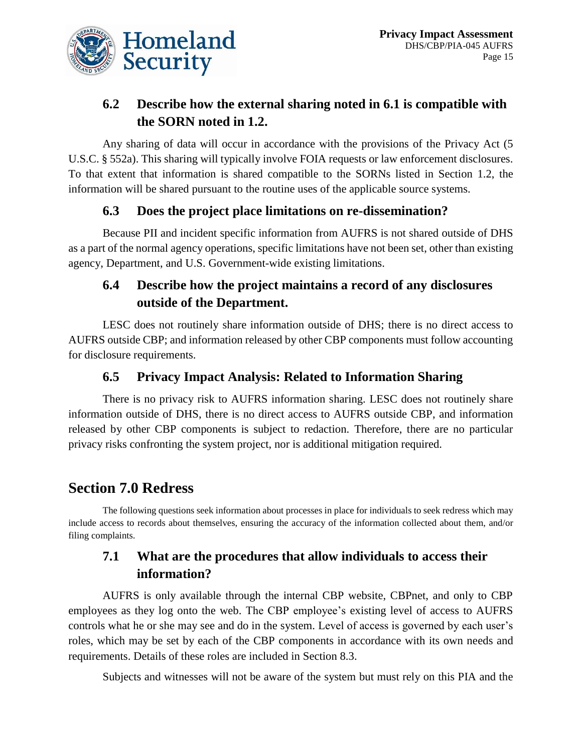### 6.2 Describe how the external sharing noted in 6.1 is compatible with the SORN noted in 1.2.

Any sharing of data will occur in accordance with the provisions of the Privacy Act (5 U.S.C. § 552a). This sharing will typically involve FOIA requests or law enforcement disclosures. To that extent that information is shared compatible to the SORNs listed in Section 1.2, the information will be shared pursuant to the routine uses of the applicable source systems.

### 6.3 Does the project place limitations on re-dissemination?

Because PII and incident specific information from AUFRS is not shared outside of DHS as a part of the normal agency operations, specific limitations have not been set, other than existing agency, Department, and U.S. Government-wide existing limitations.

### 6.4 Describe how the project maintains a record of any disclosures outside of the Department.

LESC does not routinely share information outside of DHS; there is no direct access to AUFRS outside CBP; and information released by other CBP components must follow accounting for disclosure requirements.

### 6.5 Privacy Impact Analysis: Related to Information Sharing

There is no privacy risk to AUFRS information sharing. LESC does not routinely share information outside of DHS, there is no direct access to AUFRS outside CBP, and information released by other CBP components is subject to redaction. Therefore, there are no particular privacy risks confronting the system project, nor is additional mitigation required.

## Section 7.0 Redress

The following questions seek information about processes in place for individuals to seek redress which may include access to records about themselves, ensuring the accuracy of the information collected about them, and/or filing complaints.

### 7.1 What are the procedures that allow individuals to access their information?

AUFRS is only available through the internal CBP website, CBPnet, and only to CBP employees as they log onto the web. The CBP employee's existing level of access to AUFRS controls what he or she may see and do in the system. Level of access is governed by each user's roles, which may be set by each of the CBP components in accordance with its own needs and requirements. Details of these roles are included in Section 8.3.

Subjects and witnesses will not be aware of the system but must rely on this PIA and the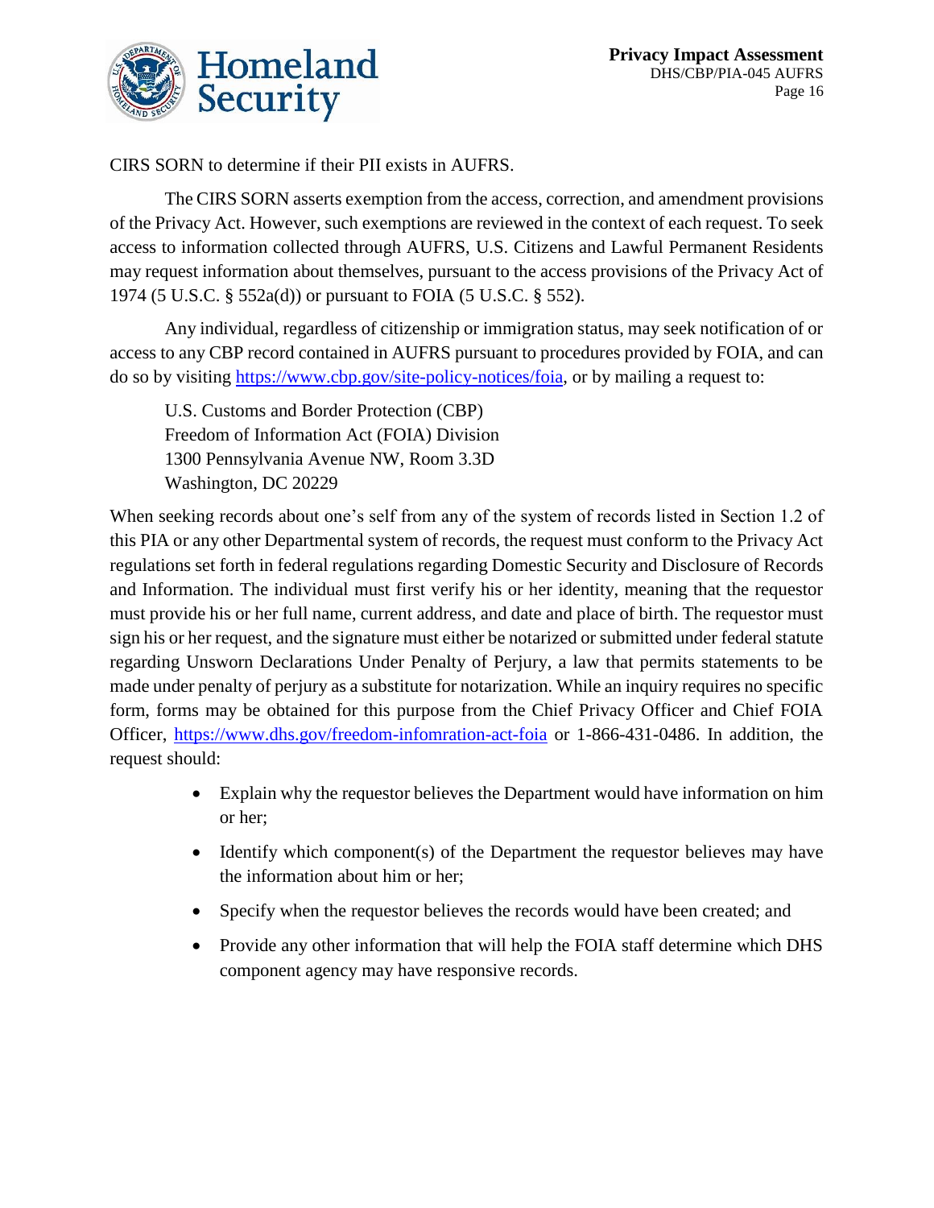CIRS SORN to determine if their PII exists in AUFRS.

The CIRS SORN asserts exemption from the access, correction, and amendment provisions of the Privacy Act. However, such exemptions are reviewed in the context of each request. To seek access to information collected through AUFRS, U.S. Citizens and Lawful Permanent Residents may request information about themselves, pursuant to the access provisions of the Privacy Act of 1974 (5 U.S.C. § 552a(d)) or pursuant to FOIA (5 U.S.C. § 552).

Any individual, regardless of citizenship or immigration status, may seek notification of or access to any CBP record contained in AUFRS pursuant to procedures provided by FOIA, and can do so by visiting https://www.cbp.gov/site-policy-notices/foia, or by mailing a request to:

U.S. Customs and Border Protection (CBP)
Freedom of Information Act (FOIA) Division
1300 Pennsylvania Avenue NW, Room 3.3D
Washington, DC 20229

When seeking records about one's self from any of the system of records listed in Section 1.2 of this PIA or any other Departmental system of records, the request must conform to the Privacy Act regulations set forth in federal regulations regarding Domestic Security and Disclosure of Records and Information. The individual must first verify his or her identity, meaning that the requestor must provide his or her full name, current address, and date and place of birth. The requestor must sign his or her request, and the signature must either be notarized or submitted under federal statute regarding Unsworn Declarations Under Penalty of Perjury, a law that permits statements to be made under penalty of perjury as a substitute for notarization. While an inquiry requires no specific form, forms may be obtained for this purpose from the Chief Privacy Officer and Chief FOIA Officer, https://www.dhs.gov/freedom-infomration-act-foia or 1-866-431-0486. In addition, the request should:

- Explain why the requestor believes the Department would have information on him or her;
- Identify which component(s) of the Department the requestor believes may have the information about him or her;
- Specify when the requestor believes the records would have been created; and
- Provide any other information that will help the FOIA staff determine which DHS component agency may have responsive records.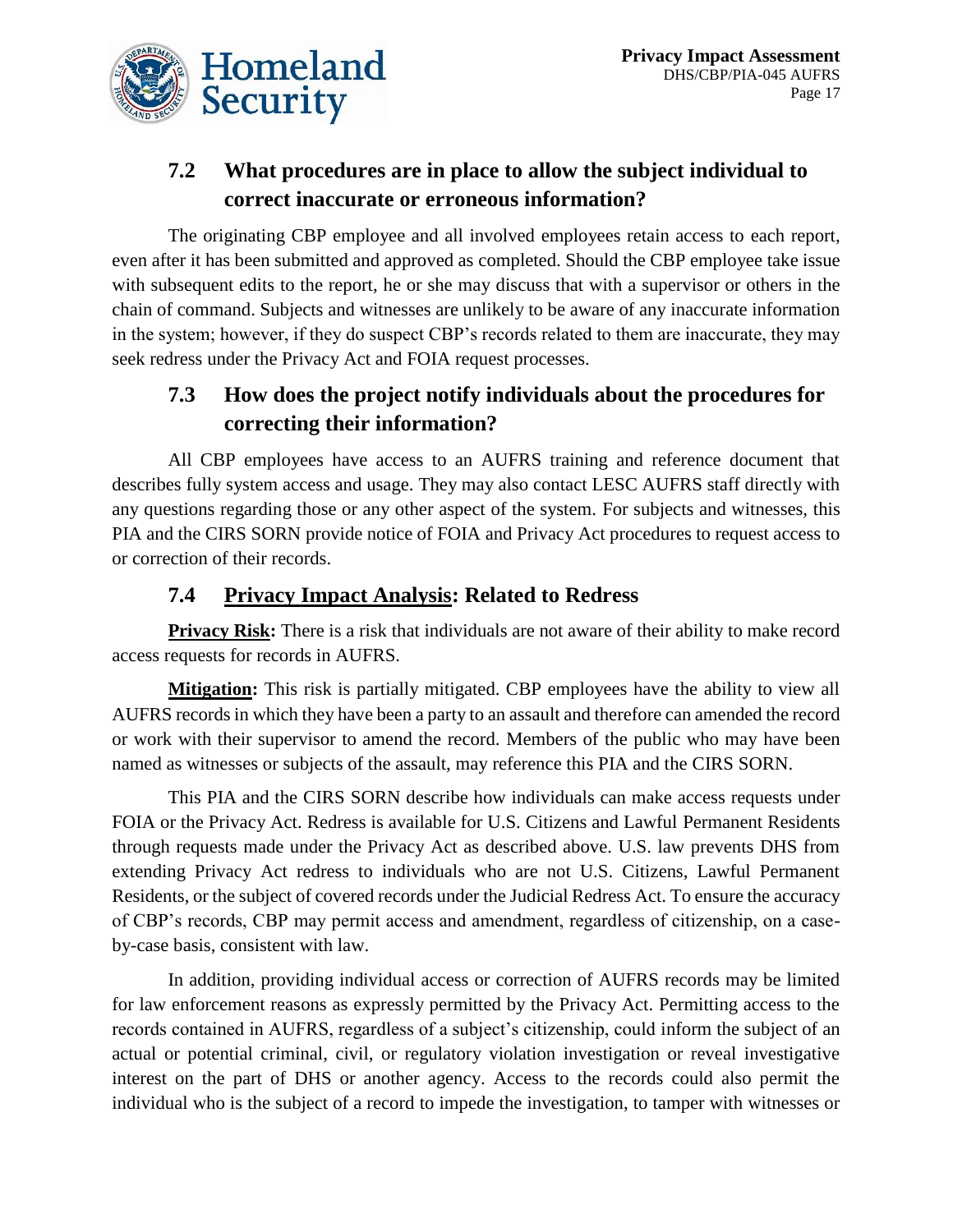## 7.2 What procedures are in place to allow the subject individual to correct inaccurate or erroneous information?

The originating CBP employee and all involved employees retain access to each report, even after it has been submitted and approved as completed. Should the CBP employee take issue with subsequent edits to the report, he or she may discuss that with a supervisor or others in the chain of command. Subjects and witnesses are unlikely to be aware of any inaccurate information in the system; however, if they do suspect CBP's records related to them are inaccurate, they may seek redress under the Privacy Act and FOIA request processes.

## 7.3 How does the project notify individuals about the procedures for correcting their information?

All CBP employees have access to an AUFRS training and reference document that describes fully system access and usage. They may also contact LESC AUFRS staff directly with any questions regarding those or any other aspect of the system. For subjects and witnesses, this PIA and the CIRS SORN provide notice of FOIA and Privacy Act procedures to request access to or correction of their records.

## 7.4 Privacy Impact Analysis: Related to Redress

**Privacy Risk:** There is a risk that individuals are not aware of their ability to make record access requests for records in AUFRS.

**Mitigation:** This risk is partially mitigated. CBP employees have the ability to view all AUFRS records in which they have been a party to an assault and therefore can amended the record or work with their supervisor to amend the record. Members of the public who may have been named as witnesses or subjects of the assault, may reference this PIA and the CIRS SORN.

This PIA and the CIRS SORN describe how individuals can make access requests under FOIA or the Privacy Act. Redress is available for U.S. Citizens and Lawful Permanent Residents through requests made under the Privacy Act as described above. U.S. law prevents DHS from extending Privacy Act redress to individuals who are not U.S. Citizens, Lawful Permanent Residents, or the subject of covered records under the Judicial Redress Act. To ensure the accuracy of CBP's records, CBP may permit access and amendment, regardless of citizenship, on a case-by-case basis, consistent with law.

In addition, providing individual access or correction of AUFRS records may be limited for law enforcement reasons as expressly permitted by the Privacy Act. Permitting access to the records contained in AUFRS, regardless of a subject's citizenship, could inform the subject of an actual or potential criminal, civil, or regulatory violation investigation or reveal investigative interest on the part of DHS or another agency. Access to the records could also permit the individual who is the subject of a record to impede the investigation, to tamper with witnesses or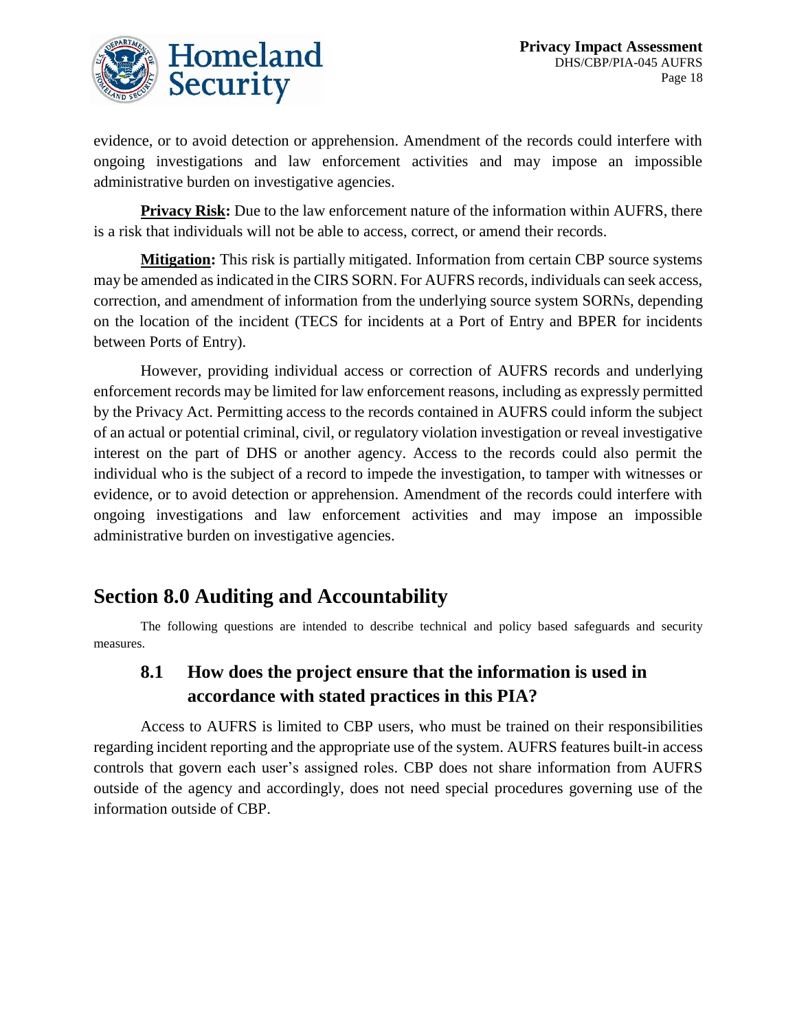evidence, or to avoid detection or apprehension. Amendment of the records could interfere with ongoing investigations and law enforcement activities and may impose an impossible administrative burden on investigative agencies.

**Privacy Risk:** Due to the law enforcement nature of the information within AUFRS, there is a risk that individuals will not be able to access, correct, or amend their records.

**Mitigation:** This risk is partially mitigated. Information from certain CBP source systems may be amended as indicated in the CIRS SORN. For AUFRS records, individuals can seek access, correction, and amendment of information from the underlying source system SORNs, depending on the location of the incident (TECS for incidents at a Port of Entry and BPER for incidents between Ports of Entry).

However, providing individual access or correction of AUFRS records and underlying enforcement records may be limited for law enforcement reasons, including as expressly permitted by the Privacy Act. Permitting access to the records contained in AUFRS could inform the subject of an actual or potential criminal, civil, or regulatory violation investigation or reveal investigative interest on the part of DHS or another agency. Access to the records could also permit the individual who is the subject of a record to impede the investigation, to tamper with witnesses or evidence, or to avoid detection or apprehension. Amendment of the records could interfere with ongoing investigations and law enforcement activities and may impose an impossible administrative burden on investigative agencies.

## Section 8.0 Auditing and Accountability

The following questions are intended to describe technical and policy based safeguards and security measures.

### 8.1 How does the project ensure that the information is used in accordance with stated practices in this PIA?

Access to AUFRS is limited to CBP users, who must be trained on their responsibilities regarding incident reporting and the appropriate use of the system. AUFRS features built-in access controls that govern each user's assigned roles. CBP does not share information from AUFRS outside of the agency and accordingly, does not need special procedures governing use of the information outside of CBP.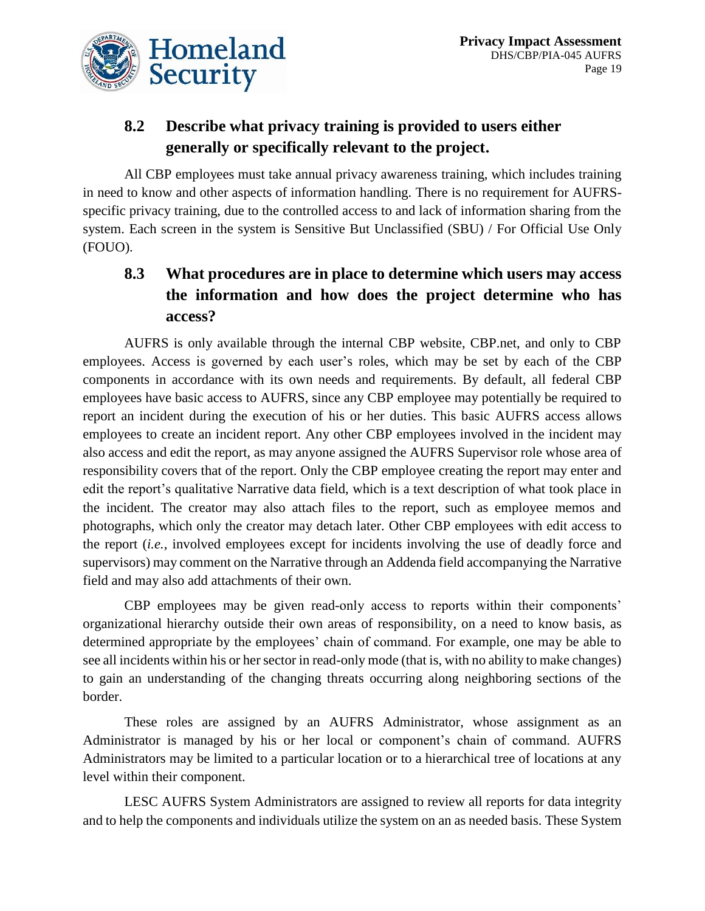## 8.2 Describe what privacy training is provided to users either generally or specifically relevant to the project.

All CBP employees must take annual privacy awareness training, which includes training in need to know and other aspects of information handling. There is no requirement for AUFRS-specific privacy training, due to the controlled access to and lack of information sharing from the system. Each screen in the system is Sensitive But Unclassified (SBU) / For Official Use Only (FOUO).

## 8.3 What procedures are in place to determine which users may access the information and how does the project determine who has access?

AUFRS is only available through the internal CBP website, CBP.net, and only to CBP employees. Access is governed by each user's roles, which may be set by each of the CBP components in accordance with its own needs and requirements. By default, all federal CBP employees have basic access to AUFRS, since any CBP employee may potentially be required to report an incident during the execution of his or her duties. This basic AUFRS access allows employees to create an incident report. Any other CBP employees involved in the incident may also access and edit the report, as may anyone assigned the AUFRS Supervisor role whose area of responsibility covers that of the report. Only the CBP employee creating the report may enter and edit the report's qualitative Narrative data field, which is a text description of what took place in the incident. The creator may also attach files to the report, such as employee memos and photographs, which only the creator may detach later. Other CBP employees with edit access to the report (*i.e.*, involved employees except for incidents involving the use of deadly force and supervisors) may comment on the Narrative through an Addenda field accompanying the Narrative field and may also add attachments of their own.

CBP employees may be given read-only access to reports within their components' organizational hierarchy outside their own areas of responsibility, on a need to know basis, as determined appropriate by the employees' chain of command. For example, one may be able to see all incidents within his or her sector in read-only mode (that is, with no ability to make changes) to gain an understanding of the changing threats occurring along neighboring sections of the border.

These roles are assigned by an AUFRS Administrator, whose assignment as an Administrator is managed by his or her local or component's chain of command. AUFRS Administrators may be limited to a particular location or to a hierarchical tree of locations at any level within their component.

LESC AUFRS System Administrators are assigned to review all reports for data integrity and to help the components and individuals utilize the system on an as needed basis. These System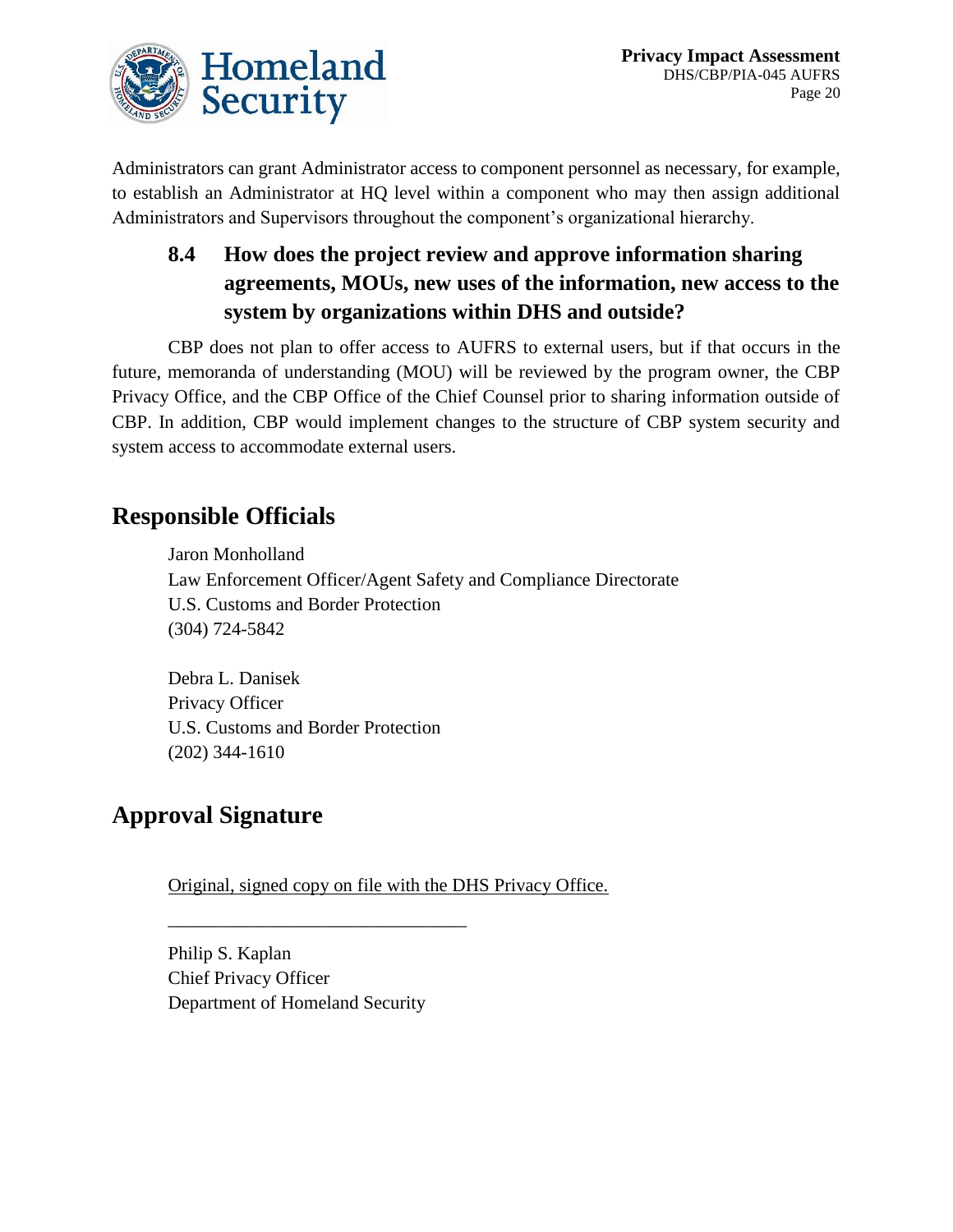Administrators can grant Administrator access to component personnel as necessary, for example, to establish an Administrator at HQ level within a component who may then assign additional Administrators and Supervisors throughout the component's organizational hierarchy.

### 8.4 How does the project review and approve information sharing agreements, MOUs, new uses of the information, new access to the system by organizations within DHS and outside?

CBP does not plan to offer access to AUFRS to external users, but if that occurs in the future, memoranda of understanding (MOU) will be reviewed by the program owner, the CBP Privacy Office, and the CBP Office of the Chief Counsel prior to sharing information outside of CBP. In addition, CBP would implement changes to the structure of CBP system security and system access to accommodate external users.

## Responsible Officials

Jaron Monholland
Law Enforcement Officer/Agent Safety and Compliance Directorate
U.S. Customs and Border Protection
(304) 724-5842

Debra L. Danisek
Privacy Officer
U.S. Customs and Border Protection
(202) 344-1610

## Approval Signature

Original, signed copy on file with the DHS Privacy Office.

________________________________

Philip S. Kaplan
Chief Privacy Officer
Department of Homeland Security